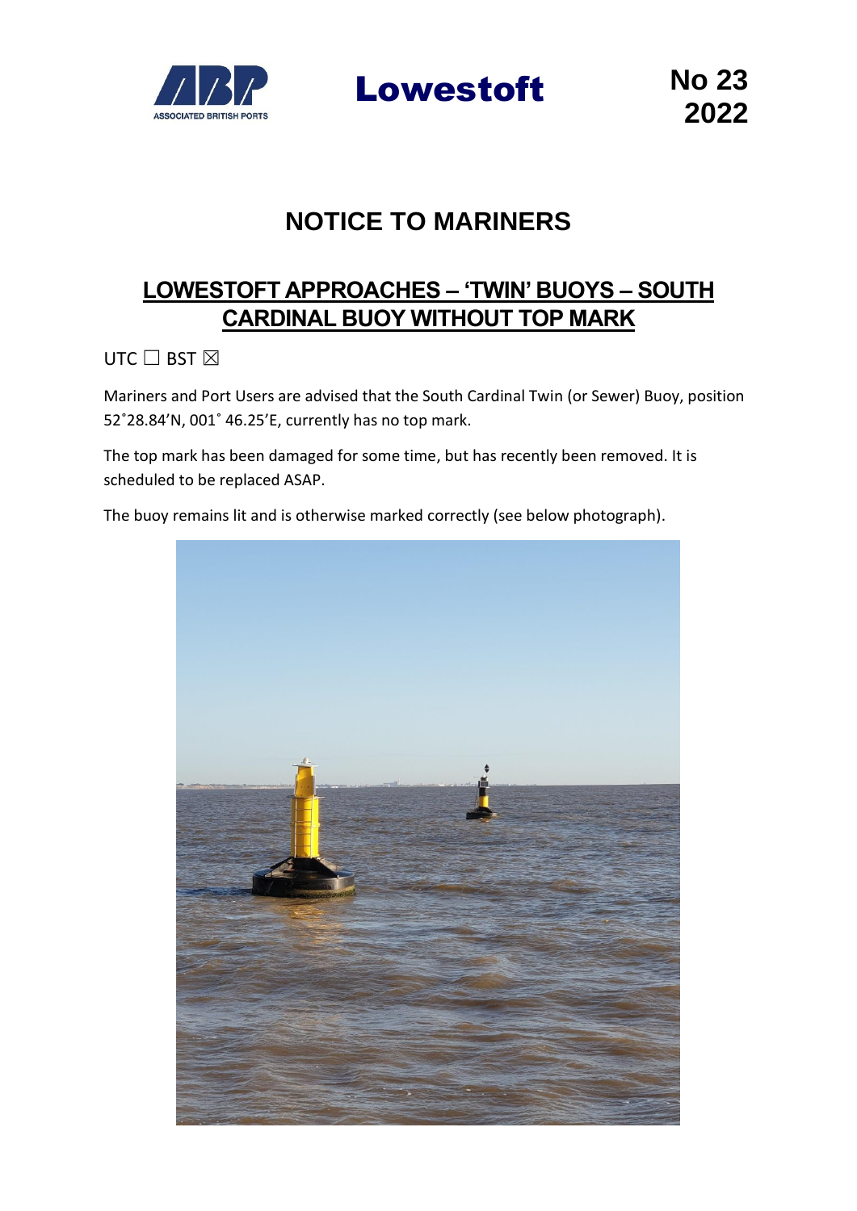Lowestoft

No 23
2022

# NOTICE TO MARINERS

## LOWESTOFT APPROACHES – 'TWIN' BUOYS – SOUTH CARDINAL BUOY WITHOUT TOP MARK

UTC ☐ BST ☒

Mariners and Port Users are advised that the South Cardinal Twin (or Sewer) Buoy, position 52˚28.84'N, 001˚ 46.25'E, currently has no top mark.

The top mark has been damaged for some time, but has recently been removed. It is scheduled to be replaced ASAP.

The buoy remains lit and is otherwise marked correctly (see below photograph).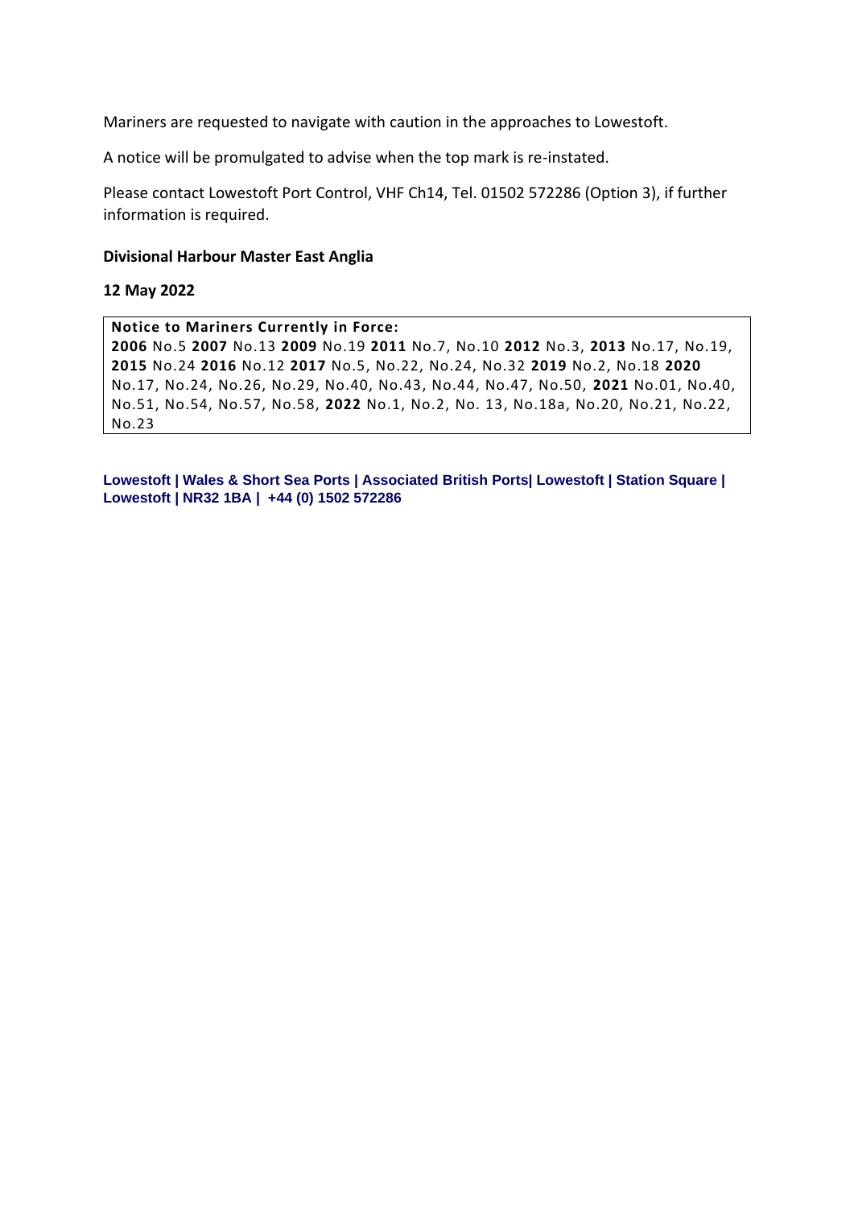Mariners are requested to navigate with caution in the approaches to Lowestoft.

A notice will be promulgated to advise when the top mark is re-instated.

Please contact Lowestoft Port Control, VHF Ch14, Tel. 01502 572286 (Option 3), if further information is required.

**Divisional Harbour Master East Anglia**

**12 May 2022**

**Notice to Mariners Currently in Force:**
**2006** No.5 **2007** No.13 **2009** No.19 **2011** No.7, No.10 **2012** No.3, **2013** No.17, No.19, **2015** No.24 **2016** No.12 **2017** No.5, No.22, No.24, No.32 **2019** No.2, No.18 **2020** No.17, No.24, No.26, No.29, No.40, No.43, No.44, No.47, No.50, **2021** No.01, No.40, No.51, No.54, No.57, No.58, **2022** No.1, No.2, No. 13, No.18a, No.20, No.21, No.22, No.23

**Lowestoft | Wales & Short Sea Ports | Associated British Ports| Lowestoft | Station Square | Lowestoft | NR32 1BA | +44 (0) 1502 572286**